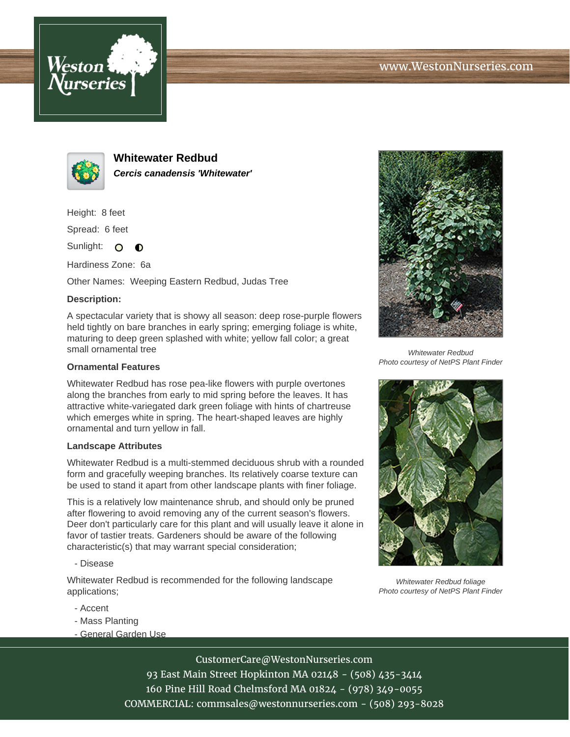# Whitewater Redbud

***Cercis canadensis 'Whitewater'***

Height: 8 feet

Spread: 6 feet

Sunlight: ○ ◐

Hardiness Zone: 6a

Other Names: Weeping Eastern Redbud, Judas Tree

### Description:

A spectacular variety that is showy all season: deep rose-purple flowers held tightly on bare branches in early spring; emerging foliage is white, maturing to deep green splashed with white; yellow fall color; a great small ornamental tree

### Ornamental Features

Whitewater Redbud has rose pea-like flowers with purple overtones along the branches from early to mid spring before the leaves. It has attractive white-variegated dark green foliage with hints of chartreuse which emerges white in spring. The heart-shaped leaves are highly ornamental and turn yellow in fall.

### Landscape Attributes

Whitewater Redbud is a multi-stemmed deciduous shrub with a rounded form and gracefully weeping branches. Its relatively coarse texture can be used to stand it apart from other landscape plants with finer foliage.

This is a relatively low maintenance shrub, and should only be pruned after flowering to avoid removing any of the current season's flowers. Deer don't particularly care for this plant and will usually leave it alone in favor of tastier treats. Gardeners should be aware of the following characteristic(s) that may warrant special consideration;

- Disease

Whitewater Redbud is recommended for the following landscape applications;

- Accent
- Mass Planting
- General Garden Use

*Whitewater Redbud*
*Photo courtesy of NetPS Plant Finder*

*Whitewater Redbud foliage*
*Photo courtesy of NetPS Plant Finder*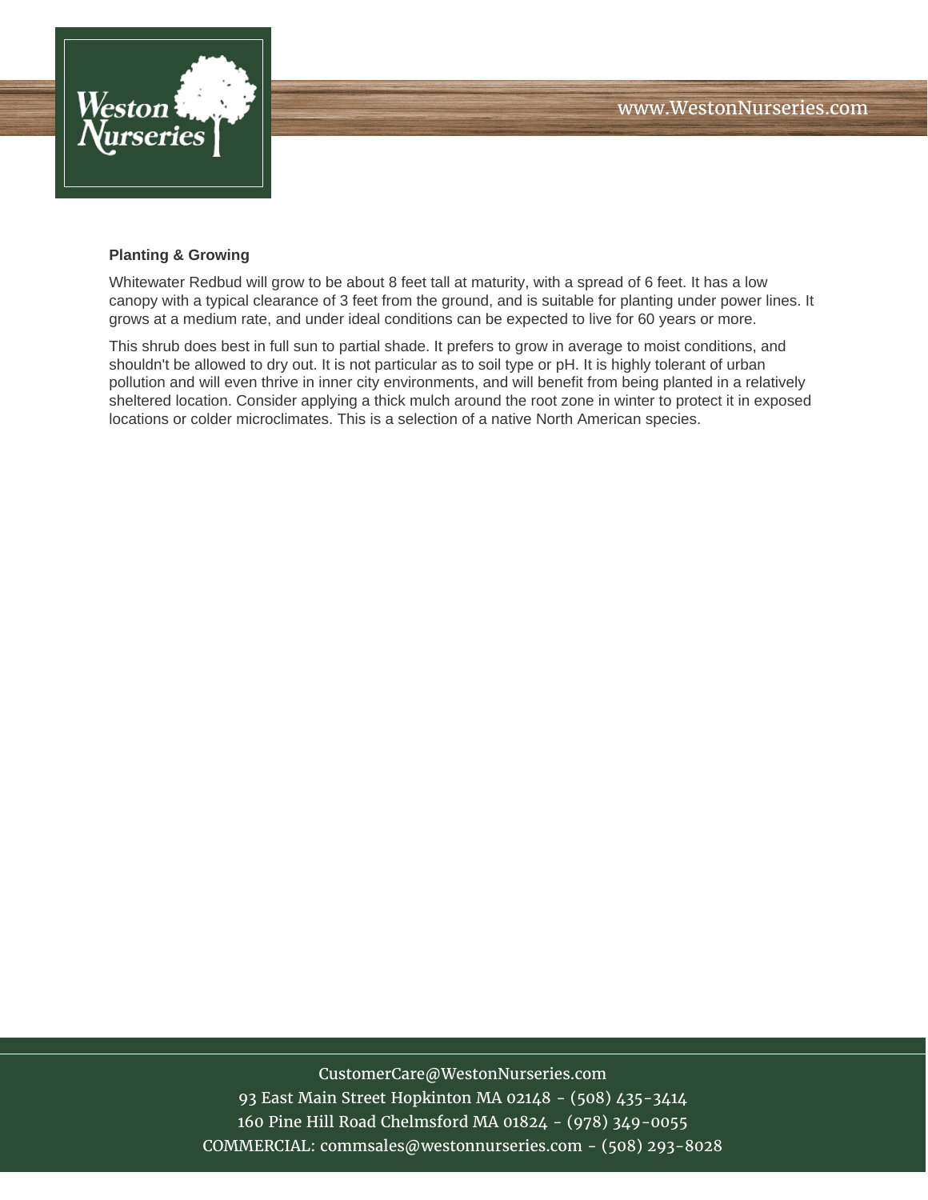### Planting & Growing

Whitewater Redbud will grow to be about 8 feet tall at maturity, with a spread of 6 feet. It has a low canopy with a typical clearance of 3 feet from the ground, and is suitable for planting under power lines. It grows at a medium rate, and under ideal conditions can be expected to live for 60 years or more.

This shrub does best in full sun to partial shade. It prefers to grow in average to moist conditions, and shouldn't be allowed to dry out. It is not particular as to soil type or pH. It is highly tolerant of urban pollution and will even thrive in inner city environments, and will benefit from being planted in a relatively sheltered location. Consider applying a thick mulch around the root zone in winter to protect it in exposed locations or colder microclimates. This is a selection of a native North American species.